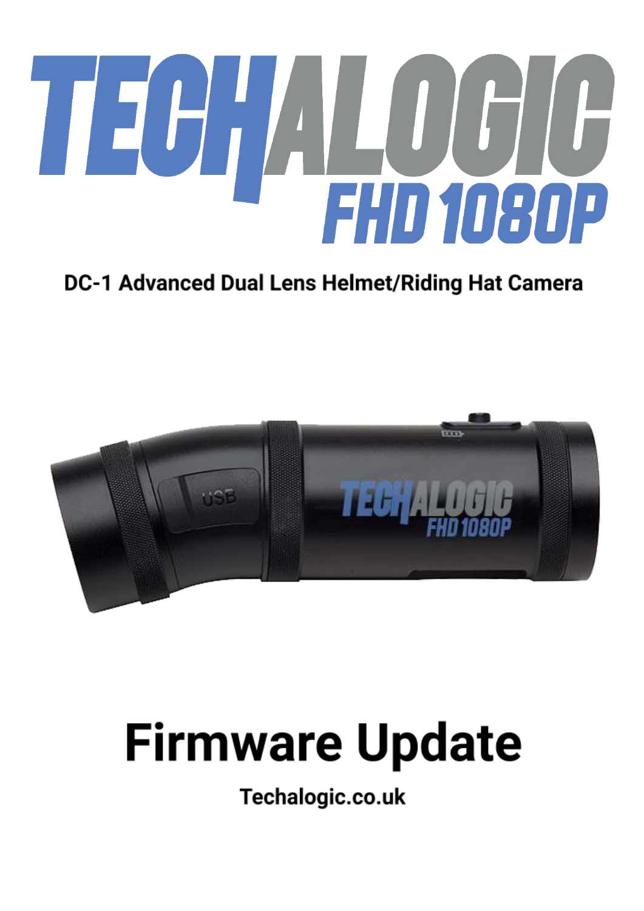# TECHALOGIC FHD 1080P

**DC-1 Advanced Dual Lens Helmet/Riding Hat Camera**

# Firmware Update

**Techalogic.co.uk**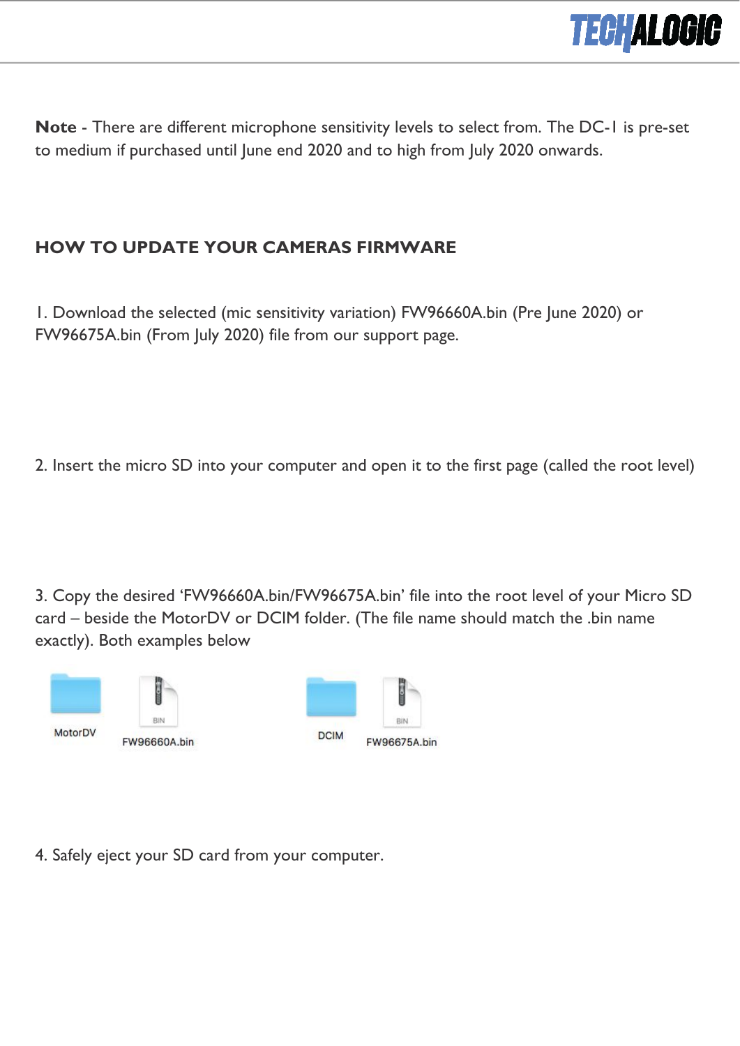**Note** - There are different microphone sensitivity levels to select from. The DC-1 is pre-set to medium if purchased until June end 2020 and to high from July 2020 onwards.

## HOW TO UPDATE YOUR CAMERAS FIRMWARE

1. Download the selected (mic sensitivity variation) FW96660A.bin (Pre June 2020) or FW96675A.bin (From July 2020) file from our support page.

2. Insert the micro SD into your computer and open it to the first page (called the root level)

3. Copy the desired 'FW96660A.bin/FW96675A.bin' file into the root level of your Micro SD card – beside the MotorDV or DCIM folder. (The file name should match the .bin name exactly). Both examples below

MotorDV FW96660A.bin DCIM FW96675A.bin

4. Safely eject your SD card from your computer.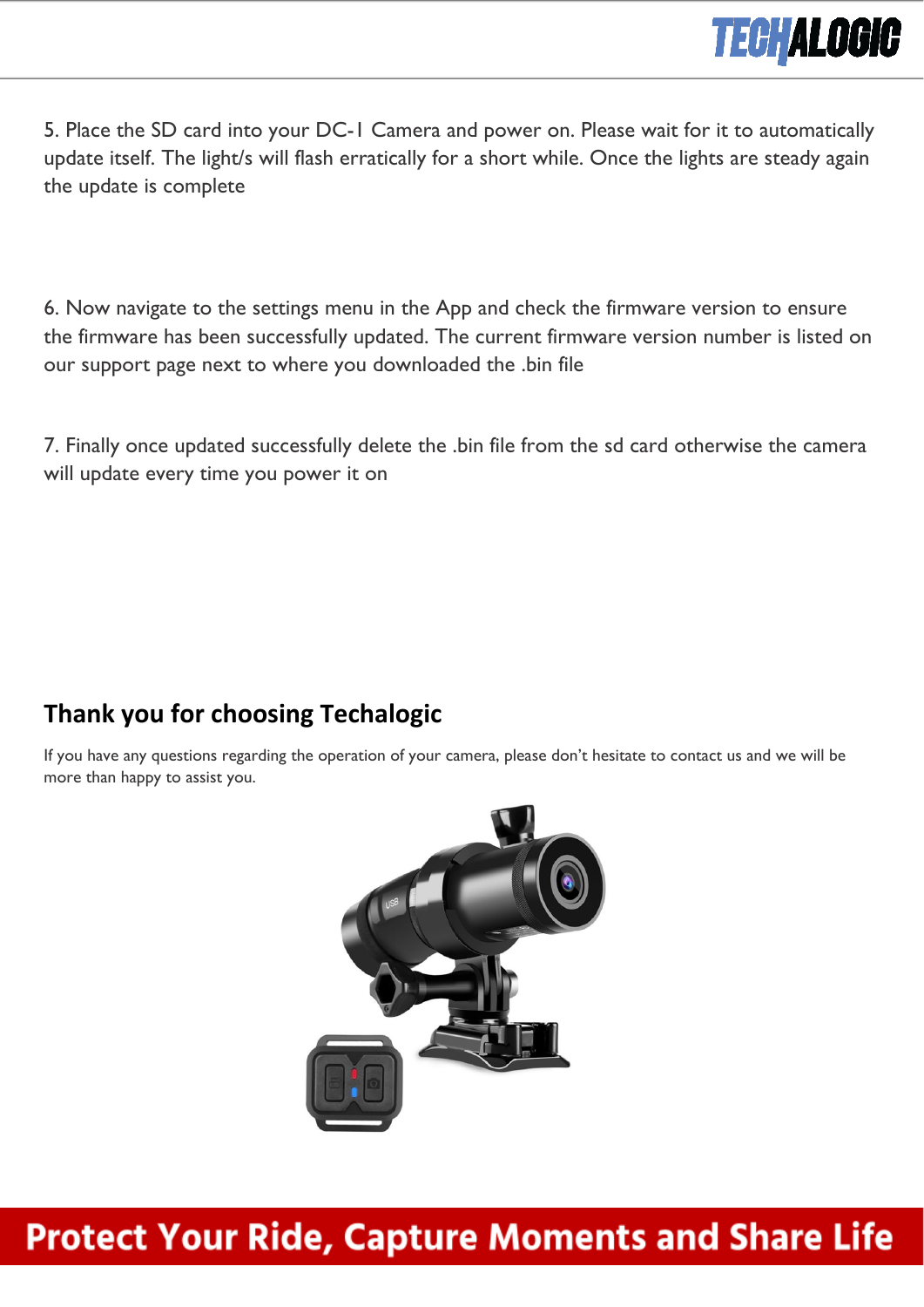5. Place the SD card into your DC-1 Camera and power on. Please wait for it to automatically update itself. The light/s will flash erratically for a short while. Once the lights are steady again the update is complete

6. Now navigate to the settings menu in the App and check the firmware version to ensure the firmware has been successfully updated. The current firmware version number is listed on our support page next to where you downloaded the .bin file

7. Finally once updated successfully delete the .bin file from the sd card otherwise the camera will update every time you power it on

## Thank you for choosing Techalogic

If you have any questions regarding the operation of your camera, please don't hesitate to contact us and we will be more than happy to assist you.

**Protect Your Ride, Capture Moments and Share Life**